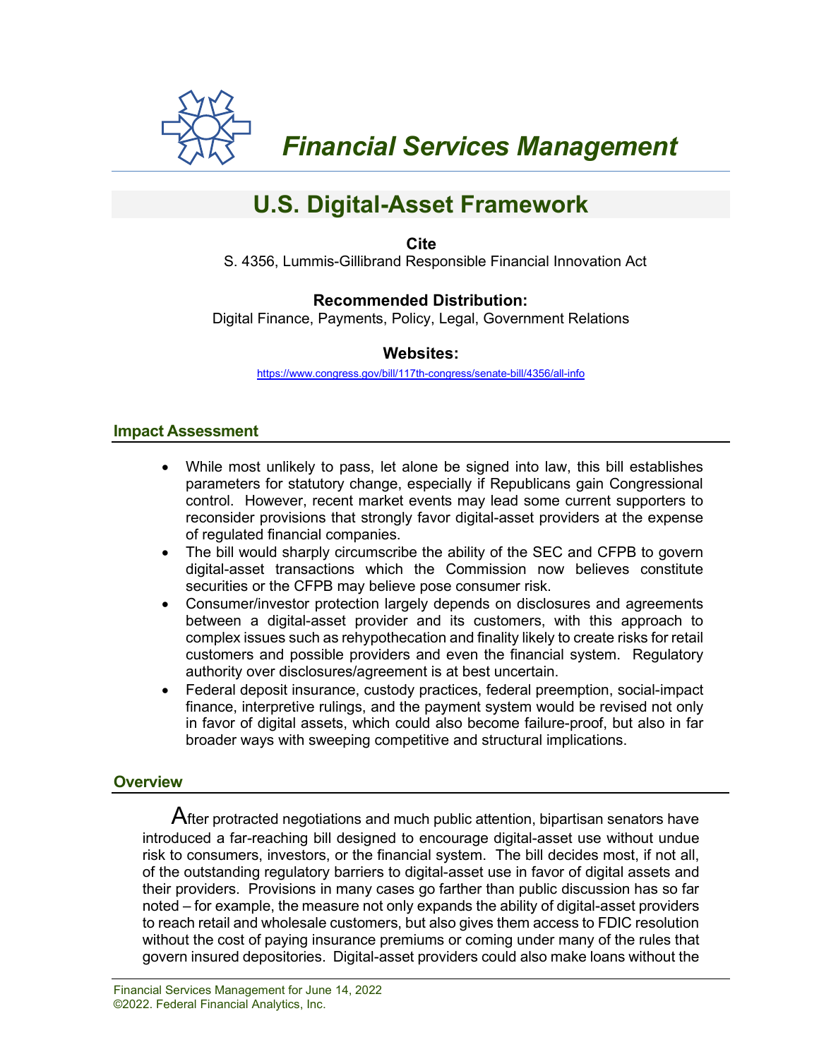# *Financial Services Management*

## U.S. Digital-Asset Framework

**Cite**

S. 4356, Lummis-Gillibrand Responsible Financial Innovation Act

**Recommended Distribution:**

Digital Finance, Payments, Policy, Legal, Government Relations

**Websites:**

https://www.congress.gov/bill/117th-congress/senate-bill/4356/all-info

### Impact Assessment

- While most unlikely to pass, let alone be signed into law, this bill establishes parameters for statutory change, especially if Republicans gain Congressional control. However, recent market events may lead some current supporters to reconsider provisions that strongly favor digital-asset providers at the expense of regulated financial companies.
- The bill would sharply circumscribe the ability of the SEC and CFPB to govern digital-asset transactions which the Commission now believes constitute securities or the CFPB may believe pose consumer risk.
- Consumer/investor protection largely depends on disclosures and agreements between a digital-asset provider and its customers, with this approach to complex issues such as rehypothecation and finality likely to create risks for retail customers and possible providers and even the financial system. Regulatory authority over disclosures/agreement is at best uncertain.
- Federal deposit insurance, custody practices, federal preemption, social-impact finance, interpretive rulings, and the payment system would be revised not only in favor of digital assets, which could also become failure-proof, but also in far broader ways with sweeping competitive and structural implications.

### Overview

After protracted negotiations and much public attention, bipartisan senators have introduced a far-reaching bill designed to encourage digital-asset use without undue risk to consumers, investors, or the financial system. The bill decides most, if not all, of the outstanding regulatory barriers to digital-asset use in favor of digital assets and their providers. Provisions in many cases go farther than public discussion has so far noted – for example, the measure not only expands the ability of digital-asset providers to reach retail and wholesale customers, but also gives them access to FDIC resolution without the cost of paying insurance premiums or coming under many of the rules that govern insured depositories. Digital-asset providers could also make loans without the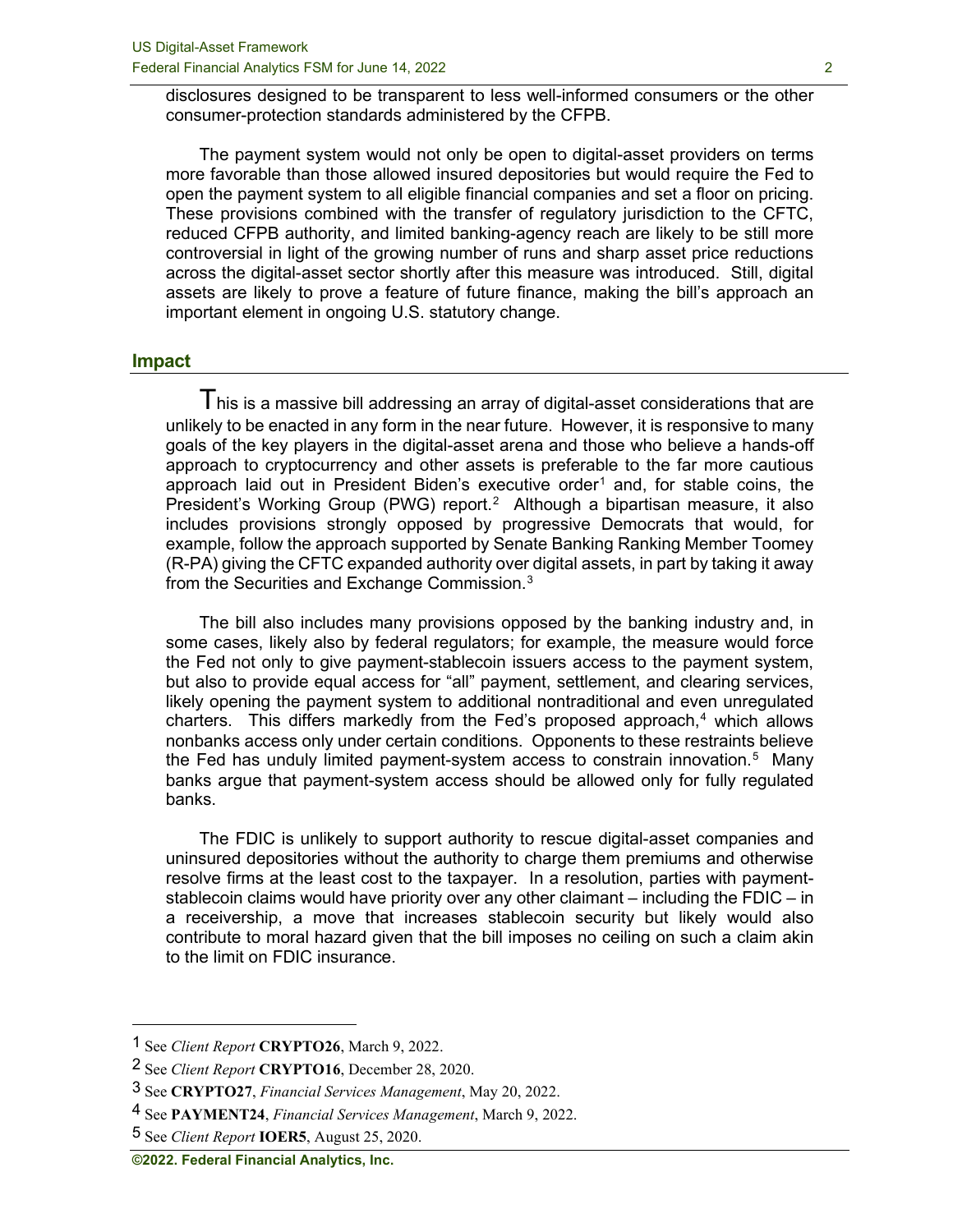disclosures designed to be transparent to less well-informed consumers or the other consumer-protection standards administered by the CFPB.

The payment system would not only be open to digital-asset providers on terms more favorable than those allowed insured depositories but would require the Fed to open the payment system to all eligible financial companies and set a floor on pricing. These provisions combined with the transfer of regulatory jurisdiction to the CFTC, reduced CFPB authority, and limited banking-agency reach are likely to be still more controversial in light of the growing number of runs and sharp asset price reductions across the digital-asset sector shortly after this measure was introduced. Still, digital assets are likely to prove a feature of future finance, making the bill's approach an important element in ongoing U.S. statutory change.

## Impact

This is a massive bill addressing an array of digital-asset considerations that are unlikely to be enacted in any form in the near future. However, it is responsive to many goals of the key players in the digital-asset arena and those who believe a hands-off approach to cryptocurrency and other assets is preferable to the far more cautious approach laid out in President Biden's executive order[1] and, for stable coins, the President's Working Group (PWG) report.[2] Although a bipartisan measure, it also includes provisions strongly opposed by progressive Democrats that would, for example, follow the approach supported by Senate Banking Ranking Member Toomey (R-PA) giving the CFTC expanded authority over digital assets, in part by taking it away from the Securities and Exchange Commission.[3]

The bill also includes many provisions opposed by the banking industry and, in some cases, likely also by federal regulators; for example, the measure would force the Fed not only to give payment-stablecoin issuers access to the payment system, but also to provide equal access for "all" payment, settlement, and clearing services, likely opening the payment system to additional nontraditional and even unregulated charters. This differs markedly from the Fed's proposed approach,[4] which allows nonbanks access only under certain conditions. Opponents to these restraints believe the Fed has unduly limited payment-system access to constrain innovation.[5] Many banks argue that payment-system access should be allowed only for fully regulated banks.

The FDIC is unlikely to support authority to rescue digital-asset companies and uninsured depositories without the authority to charge them premiums and otherwise resolve firms at the least cost to the taxpayer. In a resolution, parties with payment-stablecoin claims would have priority over any other claimant – including the FDIC – in a receivership, a move that increases stablecoin security but likely would also contribute to moral hazard given that the bill imposes no ceiling on such a claim akin to the limit on FDIC insurance.

---

1 See *Client Report* **CRYPTO26**, March 9, 2022.

2 See *Client Report* **CRYPTO16**, December 28, 2020.

3 See **CRYPTO27**, *Financial Services Management*, May 20, 2022.

4 See **PAYMENT24**, *Financial Services Management*, March 9, 2022.

5 See *Client Report* **IOER5**, August 25, 2020.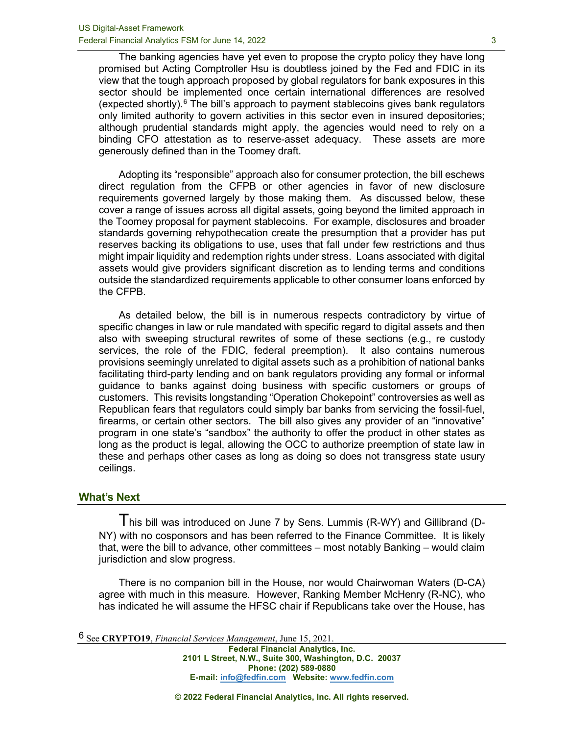The banking agencies have yet even to propose the crypto policy they have long promised but Acting Comptroller Hsu is doubtless joined by the Fed and FDIC in its view that the tough approach proposed by global regulators for bank exposures in this sector should be implemented once certain international differences are resolved (expected shortly).[6] The bill's approach to payment stablecoins gives bank regulators only limited authority to govern activities in this sector even in insured depositories; although prudential standards might apply, the agencies would need to rely on a binding CFO attestation as to reserve-asset adequacy. These assets are more generously defined than in the Toomey draft.

Adopting its "responsible" approach also for consumer protection, the bill eschews direct regulation from the CFPB or other agencies in favor of new disclosure requirements governed largely by those making them. As discussed below, these cover a range of issues across all digital assets, going beyond the limited approach in the Toomey proposal for payment stablecoins. For example, disclosures and broader standards governing rehypothecation create the presumption that a provider has put reserves backing its obligations to use, uses that fall under few restrictions and thus might impair liquidity and redemption rights under stress. Loans associated with digital assets would give providers significant discretion as to lending terms and conditions outside the standardized requirements applicable to other consumer loans enforced by the CFPB.

As detailed below, the bill is in numerous respects contradictory by virtue of specific changes in law or rule mandated with specific regard to digital assets and then also with sweeping structural rewrites of some of these sections (e.g., re custody services, the role of the FDIC, federal preemption). It also contains numerous provisions seemingly unrelated to digital assets such as a prohibition of national banks facilitating third-party lending and on bank regulators providing any formal or informal guidance to banks against doing business with specific customers or groups of customers. This revisits longstanding "Operation Chokepoint" controversies as well as Republican fears that regulators could simply bar banks from servicing the fossil-fuel, firearms, or certain other sectors. The bill also gives any provider of an "innovative" program in one state's "sandbox" the authority to offer the product in other states as long as the product is legal, allowing the OCC to authorize preemption of state law in these and perhaps other cases as long as doing so does not transgress state usury ceilings.

## What's Next

This bill was introduced on June 7 by Sens. Lummis (R-WY) and Gillibrand (D-NY) with no cosponsors and has been referred to the Finance Committee. It is likely that, were the bill to advance, other committees – most notably Banking – would claim jurisdiction and slow progress.

There is no companion bill in the House, nor would Chairwoman Waters (D-CA) agree with much in this measure. However, Ranking Member McHenry (R-NC), who has indicated he will assume the HFSC chair if Republicans take over the House, has

[6] See **CRYPTO19**, *Financial Services Management*, June 15, 2021.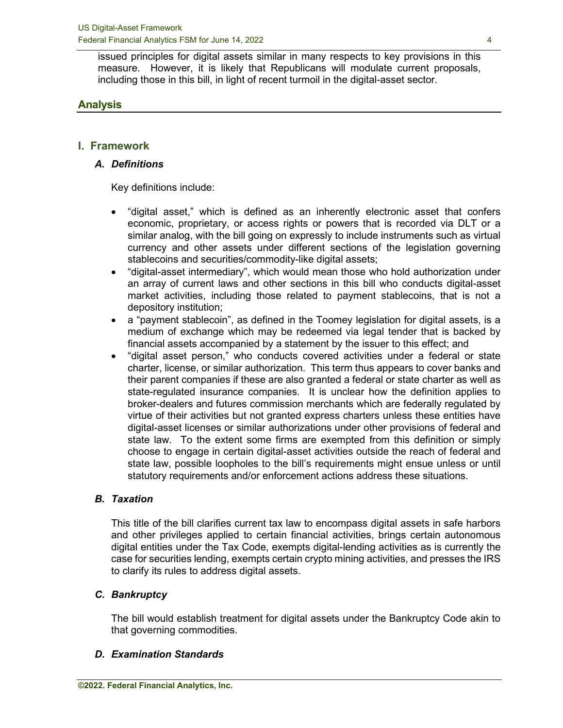issued principles for digital assets similar in many respects to key provisions in this measure. However, it is likely that Republicans will modulate current proposals, including those in this bill, in light of recent turmoil in the digital-asset sector.

## Analysis

### I. Framework

#### *A. Definitions*

Key definitions include:

- "digital asset," which is defined as an inherently electronic asset that confers economic, proprietary, or access rights or powers that is recorded via DLT or a similar analog, with the bill going on expressly to include instruments such as virtual currency and other assets under different sections of the legislation governing stablecoins and securities/commodity-like digital assets;
- "digital-asset intermediary", which would mean those who hold authorization under an array of current laws and other sections in this bill who conducts digital-asset market activities, including those related to payment stablecoins, that is not a depository institution;
- a "payment stablecoin", as defined in the Toomey legislation for digital assets, is a medium of exchange which may be redeemed via legal tender that is backed by financial assets accompanied by a statement by the issuer to this effect; and
- "digital asset person," who conducts covered activities under a federal or state charter, license, or similar authorization. This term thus appears to cover banks and their parent companies if these are also granted a federal or state charter as well as state-regulated insurance companies. It is unclear how the definition applies to broker-dealers and futures commission merchants which are federally regulated by virtue of their activities but not granted express charters unless these entities have digital-asset licenses or similar authorizations under other provisions of federal and state law. To the extent some firms are exempted from this definition or simply choose to engage in certain digital-asset activities outside the reach of federal and state law, possible loopholes to the bill's requirements might ensue unless or until statutory requirements and/or enforcement actions address these situations.

#### *B. Taxation*

This title of the bill clarifies current tax law to encompass digital assets in safe harbors and other privileges applied to certain financial activities, brings certain autonomous digital entities under the Tax Code, exempts digital-lending activities as is currently the case for securities lending, exempts certain crypto mining activities, and presses the IRS to clarify its rules to address digital assets.

#### *C. Bankruptcy*

The bill would establish treatment for digital assets under the Bankruptcy Code akin to that governing commodities.

#### *D. Examination Standards*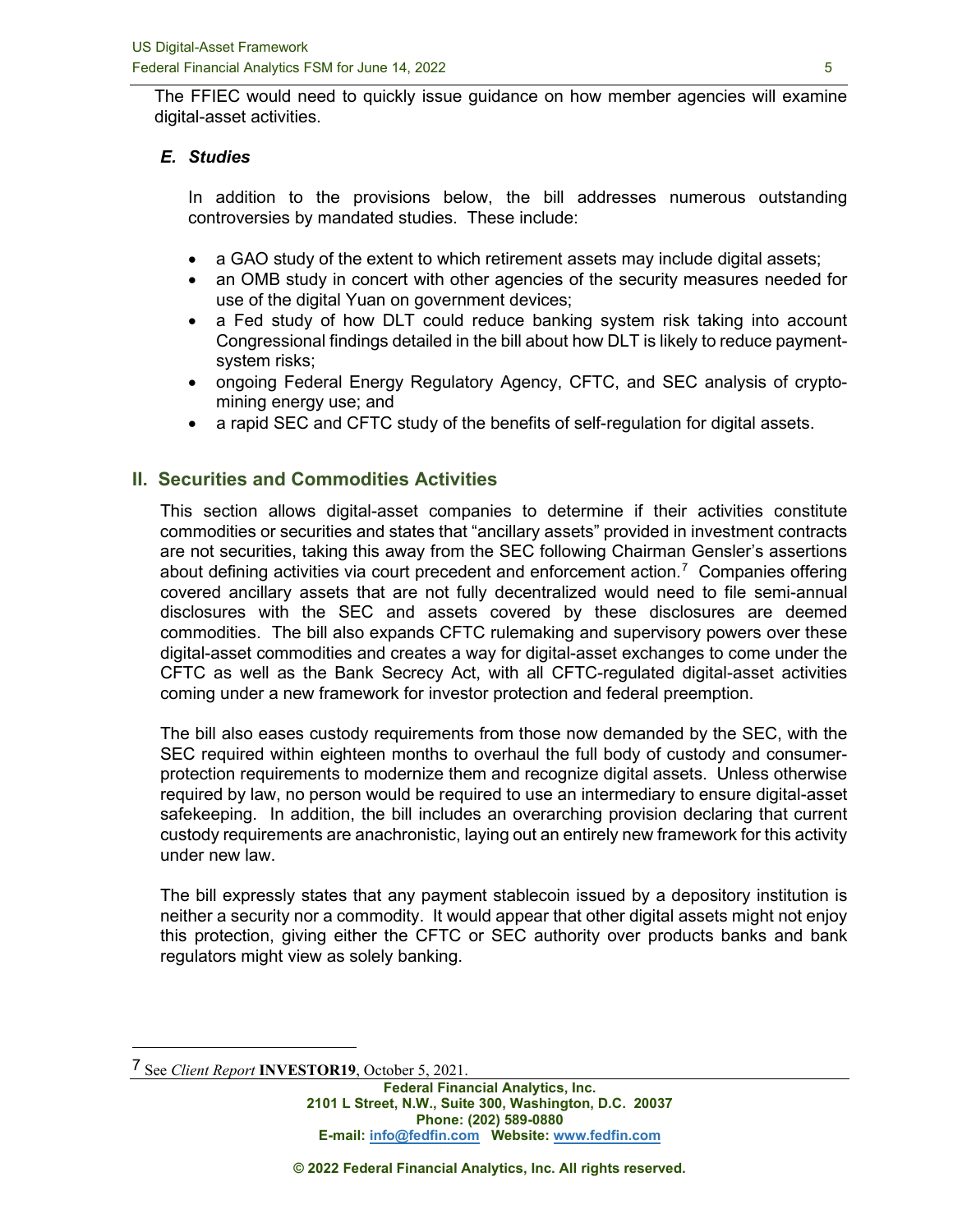The FFIEC would need to quickly issue guidance on how member agencies will examine digital-asset activities.

### *E. Studies*

In addition to the provisions below, the bill addresses numerous outstanding controversies by mandated studies. These include:

- a GAO study of the extent to which retirement assets may include digital assets;
- an OMB study in concert with other agencies of the security measures needed for use of the digital Yuan on government devices;
- a Fed study of how DLT could reduce banking system risk taking into account Congressional findings detailed in the bill about how DLT is likely to reduce payment-system risks;
- ongoing Federal Energy Regulatory Agency, CFTC, and SEC analysis of crypto-mining energy use; and
- a rapid SEC and CFTC study of the benefits of self-regulation for digital assets.

## II. Securities and Commodities Activities

This section allows digital-asset companies to determine if their activities constitute commodities or securities and states that "ancillary assets" provided in investment contracts are not securities, taking this away from the SEC following Chairman Gensler's assertions about defining activities via court precedent and enforcement action.[7] Companies offering covered ancillary assets that are not fully decentralized would need to file semi-annual disclosures with the SEC and assets covered by these disclosures are deemed commodities. The bill also expands CFTC rulemaking and supervisory powers over these digital-asset commodities and creates a way for digital-asset exchanges to come under the CFTC as well as the Bank Secrecy Act, with all CFTC-regulated digital-asset activities coming under a new framework for investor protection and federal preemption.

The bill also eases custody requirements from those now demanded by the SEC, with the SEC required within eighteen months to overhaul the full body of custody and consumer-protection requirements to modernize them and recognize digital assets. Unless otherwise required by law, no person would be required to use an intermediary to ensure digital-asset safekeeping. In addition, the bill includes an overarching provision declaring that current custody requirements are anachronistic, laying out an entirely new framework for this activity under new law.

The bill expressly states that any payment stablecoin issued by a depository institution is neither a security nor a commodity. It would appear that other digital assets might not enjoy this protection, giving either the CFTC or SEC authority over products banks and bank regulators might view as solely banking.

---

[7] See *Client Report* **INVESTOR19**, October 5, 2021.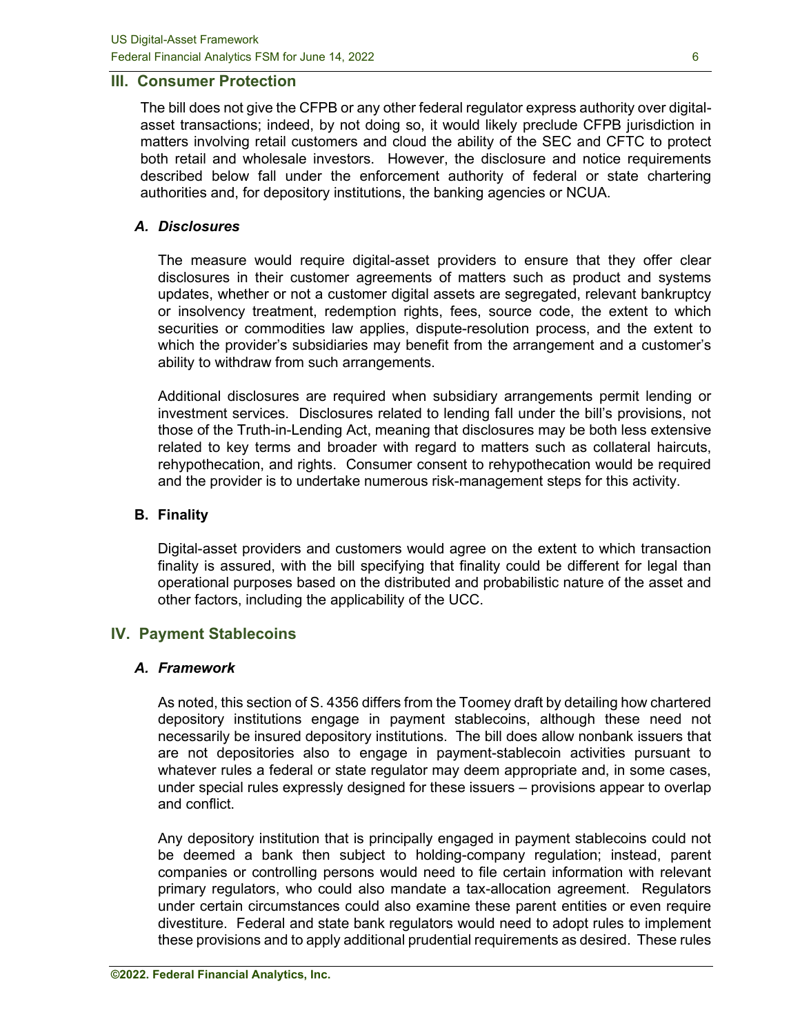## III. Consumer Protection

The bill does not give the CFPB or any other federal regulator express authority over digital-asset transactions; indeed, by not doing so, it would likely preclude CFPB jurisdiction in matters involving retail customers and cloud the ability of the SEC and CFTC to protect both retail and wholesale investors. However, the disclosure and notice requirements described below fall under the enforcement authority of federal or state chartering authorities and, for depository institutions, the banking agencies or NCUA.

### *A. Disclosures*

The measure would require digital-asset providers to ensure that they offer clear disclosures in their customer agreements of matters such as product and systems updates, whether or not a customer digital assets are segregated, relevant bankruptcy or insolvency treatment, redemption rights, fees, source code, the extent to which securities or commodities law applies, dispute-resolution process, and the extent to which the provider's subsidiaries may benefit from the arrangement and a customer's ability to withdraw from such arrangements.

Additional disclosures are required when subsidiary arrangements permit lending or investment services. Disclosures related to lending fall under the bill's provisions, not those of the Truth-in-Lending Act, meaning that disclosures may be both less extensive related to key terms and broader with regard to matters such as collateral haircuts, rehypothecation, and rights. Consumer consent to rehypothecation would be required and the provider is to undertake numerous risk-management steps for this activity.

### B. Finality

Digital-asset providers and customers would agree on the extent to which transaction finality is assured, with the bill specifying that finality could be different for legal than operational purposes based on the distributed and probabilistic nature of the asset and other factors, including the applicability of the UCC.

## IV. Payment Stablecoins

### *A. Framework*

As noted, this section of S. 4356 differs from the Toomey draft by detailing how chartered depository institutions engage in payment stablecoins, although these need not necessarily be insured depository institutions. The bill does allow nonbank issuers that are not depositories also to engage in payment-stablecoin activities pursuant to whatever rules a federal or state regulator may deem appropriate and, in some cases, under special rules expressly designed for these issuers – provisions appear to overlap and conflict.

Any depository institution that is principally engaged in payment stablecoins could not be deemed a bank then subject to holding-company regulation; instead, parent companies or controlling persons would need to file certain information with relevant primary regulators, who could also mandate a tax-allocation agreement. Regulators under certain circumstances could also examine these parent entities or even require divestiture. Federal and state bank regulators would need to adopt rules to implement these provisions and to apply additional prudential requirements as desired. These rules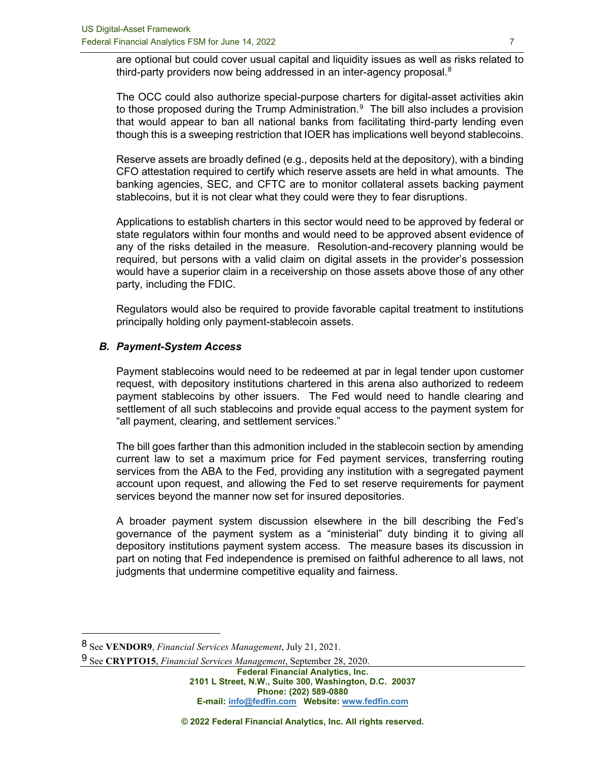are optional but could cover usual capital and liquidity issues as well as risks related to third-party providers now being addressed in an inter-agency proposal.[8]

The OCC could also authorize special-purpose charters for digital-asset activities akin to those proposed during the Trump Administration.[9] The bill also includes a provision that would appear to ban all national banks from facilitating third-party lending even though this is a sweeping restriction that IOER has implications well beyond stablecoins.

Reserve assets are broadly defined (e.g., deposits held at the depository), with a binding CFO attestation required to certify which reserve assets are held in what amounts. The banking agencies, SEC, and CFTC are to monitor collateral assets backing payment stablecoins, but it is not clear what they could were they to fear disruptions.

Applications to establish charters in this sector would need to be approved by federal or state regulators within four months and would need to be approved absent evidence of any of the risks detailed in the measure. Resolution-and-recovery planning would be required, but persons with a valid claim on digital assets in the provider's possession would have a superior claim in a receivership on those assets above those of any other party, including the FDIC.

Regulators would also be required to provide favorable capital treatment to institutions principally holding only payment-stablecoin assets.

### *B. Payment-System Access*

Payment stablecoins would need to be redeemed at par in legal tender upon customer request, with depository institutions chartered in this arena also authorized to redeem payment stablecoins by other issuers. The Fed would need to handle clearing and settlement of all such stablecoins and provide equal access to the payment system for "all payment, clearing, and settlement services."

The bill goes farther than this admonition included in the stablecoin section by amending current law to set a maximum price for Fed payment services, transferring routing services from the ABA to the Fed, providing any institution with a segregated payment account upon request, and allowing the Fed to set reserve requirements for payment services beyond the manner now set for insured depositories.

A broader payment system discussion elsewhere in the bill describing the Fed's governance of the payment system as a "ministerial" duty binding it to giving all depository institutions payment system access. The measure bases its discussion in part on noting that Fed independence is premised on faithful adherence to all laws, not judgments that undermine competitive equality and fairness.

---

[8] See **VENDOR9**, *Financial Services Management*, July 21, 2021.

[9] See **CRYPTO15**, *Financial Services Management*, September 28, 2020.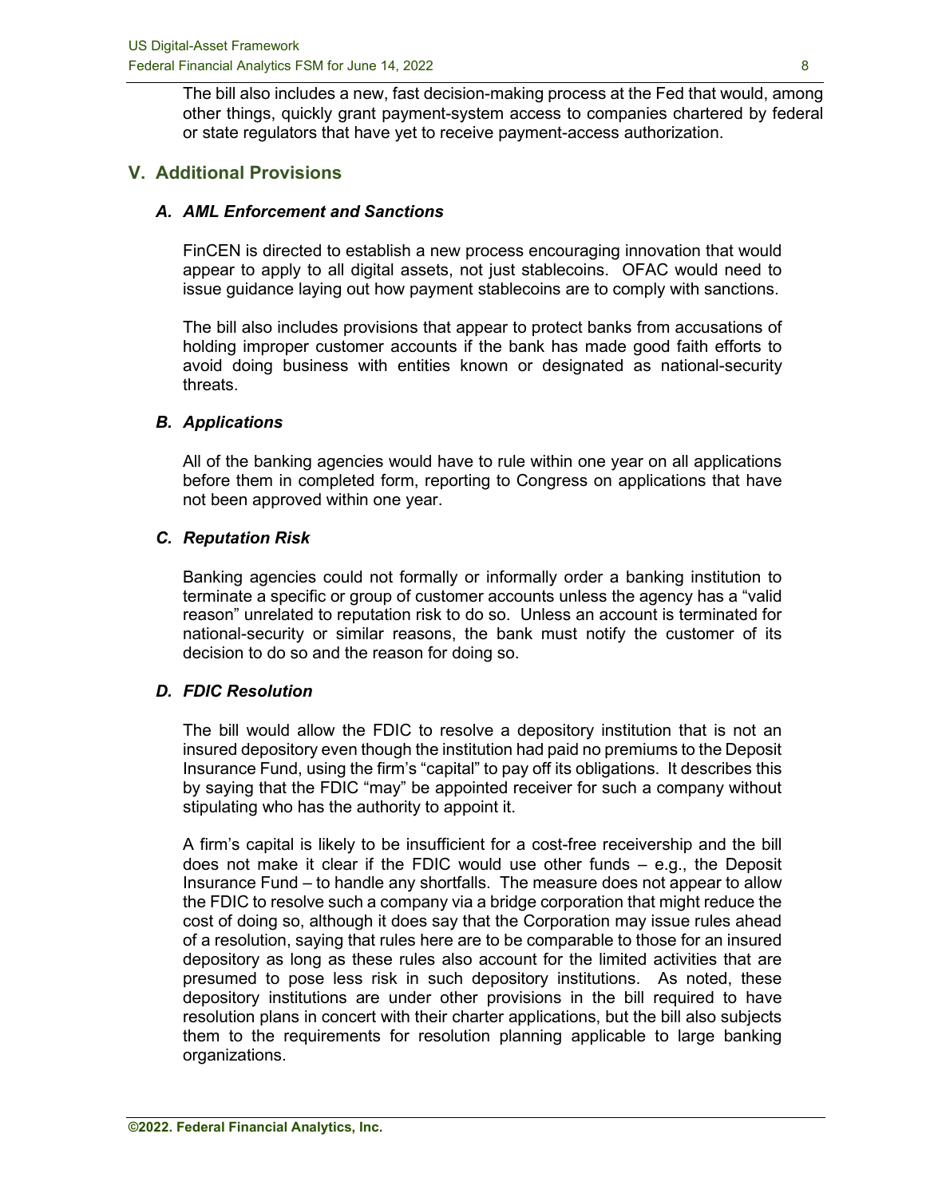The bill also includes a new, fast decision-making process at the Fed that would, among other things, quickly grant payment-system access to companies chartered by federal or state regulators that have yet to receive payment-access authorization.

## V. Additional Provisions

### *A. AML Enforcement and Sanctions*

FinCEN is directed to establish a new process encouraging innovation that would appear to apply to all digital assets, not just stablecoins. OFAC would need to issue guidance laying out how payment stablecoins are to comply with sanctions.

The bill also includes provisions that appear to protect banks from accusations of holding improper customer accounts if the bank has made good faith efforts to avoid doing business with entities known or designated as national-security threats.

### *B. Applications*

All of the banking agencies would have to rule within one year on all applications before them in completed form, reporting to Congress on applications that have not been approved within one year.

### *C. Reputation Risk*

Banking agencies could not formally or informally order a banking institution to terminate a specific or group of customer accounts unless the agency has a "valid reason" unrelated to reputation risk to do so. Unless an account is terminated for national-security or similar reasons, the bank must notify the customer of its decision to do so and the reason for doing so.

### *D. FDIC Resolution*

The bill would allow the FDIC to resolve a depository institution that is not an insured depository even though the institution had paid no premiums to the Deposit Insurance Fund, using the firm's "capital" to pay off its obligations. It describes this by saying that the FDIC "may" be appointed receiver for such a company without stipulating who has the authority to appoint it.

A firm's capital is likely to be insufficient for a cost-free receivership and the bill does not make it clear if the FDIC would use other funds – e.g., the Deposit Insurance Fund – to handle any shortfalls. The measure does not appear to allow the FDIC to resolve such a company via a bridge corporation that might reduce the cost of doing so, although it does say that the Corporation may issue rules ahead of a resolution, saying that rules here are to be comparable to those for an insured depository as long as these rules also account for the limited activities that are presumed to pose less risk in such depository institutions. As noted, these depository institutions are under other provisions in the bill required to have resolution plans in concert with their charter applications, but the bill also subjects them to the requirements for resolution planning applicable to large banking organizations.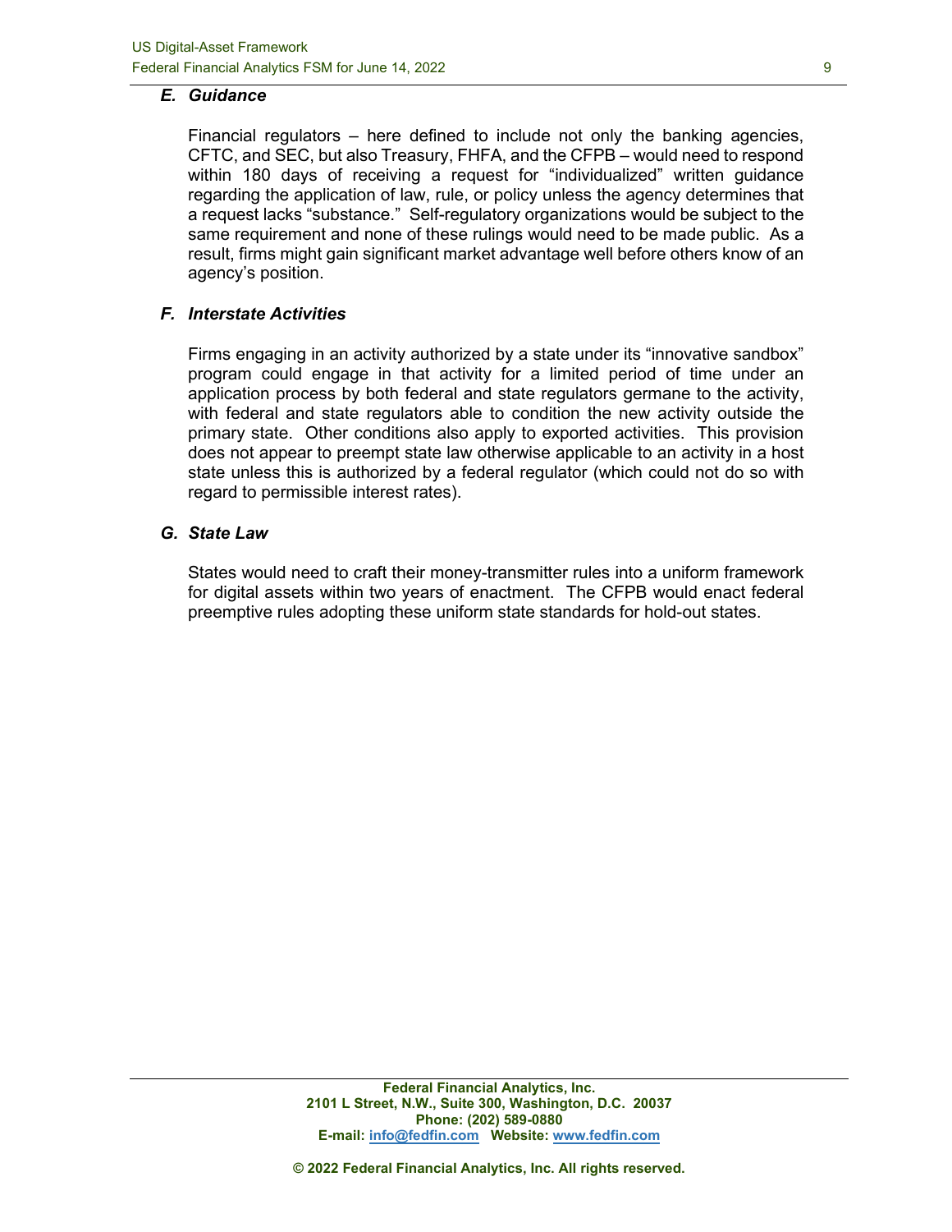### *E. Guidance*

Financial regulators – here defined to include not only the banking agencies, CFTC, and SEC, but also Treasury, FHFA, and the CFPB – would need to respond within 180 days of receiving a request for "individualized" written guidance regarding the application of law, rule, or policy unless the agency determines that a request lacks "substance." Self-regulatory organizations would be subject to the same requirement and none of these rulings would need to be made public. As a result, firms might gain significant market advantage well before others know of an agency's position.

### *F. Interstate Activities*

Firms engaging in an activity authorized by a state under its "innovative sandbox" program could engage in that activity for a limited period of time under an application process by both federal and state regulators germane to the activity, with federal and state regulators able to condition the new activity outside the primary state. Other conditions also apply to exported activities. This provision does not appear to preempt state law otherwise applicable to an activity in a host state unless this is authorized by a federal regulator (which could not do so with regard to permissible interest rates).

### *G. State Law*

States would need to craft their money-transmitter rules into a uniform framework for digital assets within two years of enactment. The CFPB would enact federal preemptive rules adopting these uniform state standards for hold-out states.

**Federal Financial Analytics, Inc.**
**2101 L Street, N.W., Suite 300, Washington, D.C. 20037**
**Phone: (202) 589-0880**
**E-mail: info@fedfin.com Website: www.fedfin.com**

**© 2022 Federal Financial Analytics, Inc. All rights reserved.**